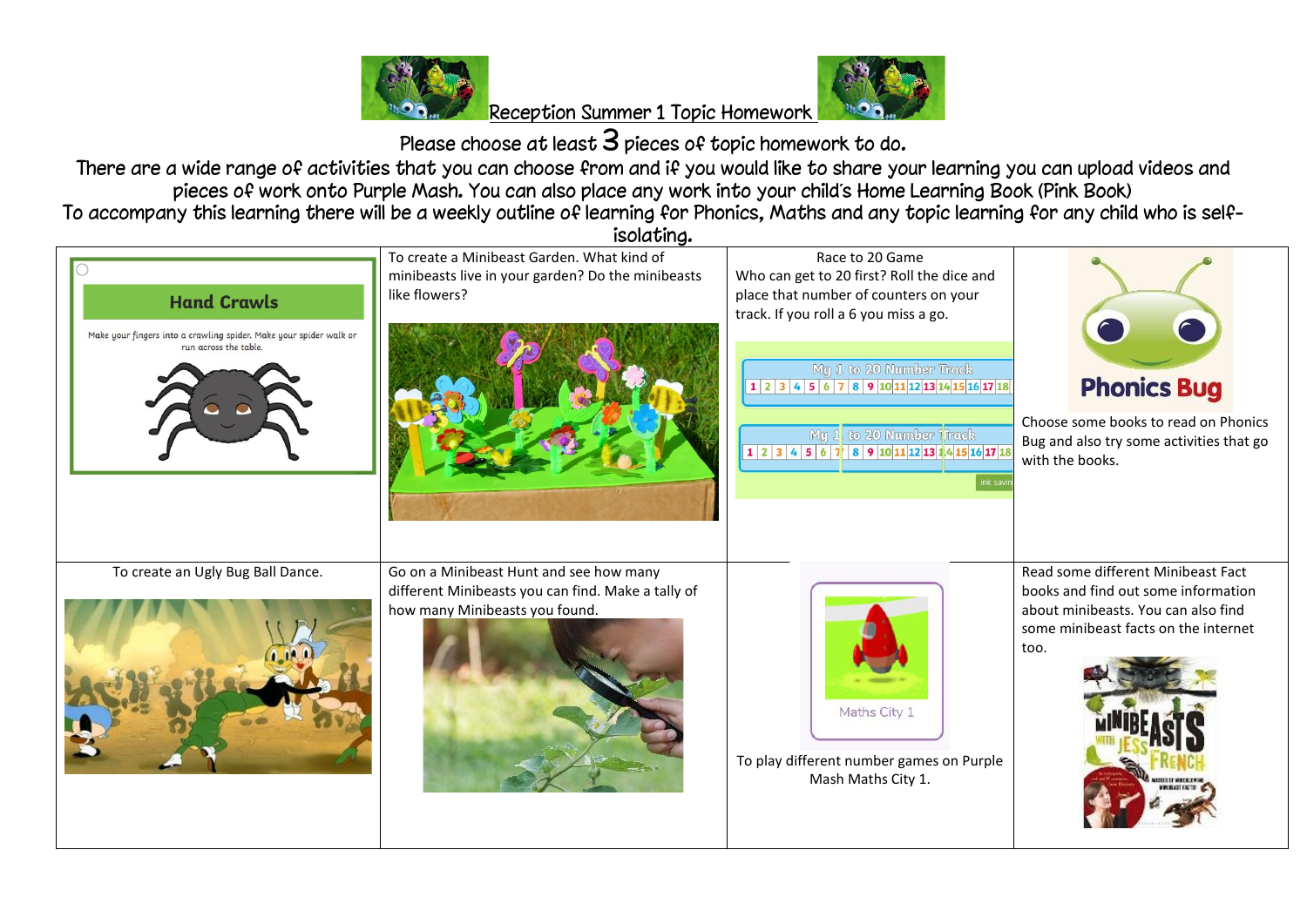# Reception Summer 1 Topic Homework

Please choose at least 3 pieces of topic homework to do.

There are a wide range of activities that you can choose from and if you would like to share your learning you can upload videos and pieces of work onto Purple Mash. You can also place any work into your child's Home Learning Book (Pink Book)

To accompany this learning there will be a weekly outline of learning for Phonics, Maths and any topic learning for any child who is self-isolating.

| | | | |
|---|---|---|---|
| **Hand Crawls**<br>Make your fingers into a crawling spider. Make your spider walk or run across the table. | To create a Minibeast Garden. What kind of minibeasts live in your garden? Do the minibeasts like flowers? | Race to 20 Game<br>Who can get to 20 first? Roll the dice and place that number of counters on your track. If you roll a 6 you miss a go.<br>My 1 to 20 Number Track<br>1 2 3 4 5 6 7 8 9 10 11 12 13 14 15 16 17 18 | **Phonics Bug**<br>Choose some books to read on Phonics Bug and also try some activities that go with the books. |
| To create an Ugly Bug Ball Dance. | Go on a Minibeast Hunt and see how many different Minibeasts you can find. Make a tally of how many Minibeasts you found. | Maths City 1<br>To play different number games on Purple Mash Maths City 1. | Read some different Minibeast Fact books and find out some information about minibeasts. You can also find some minibeast facts on the internet too. |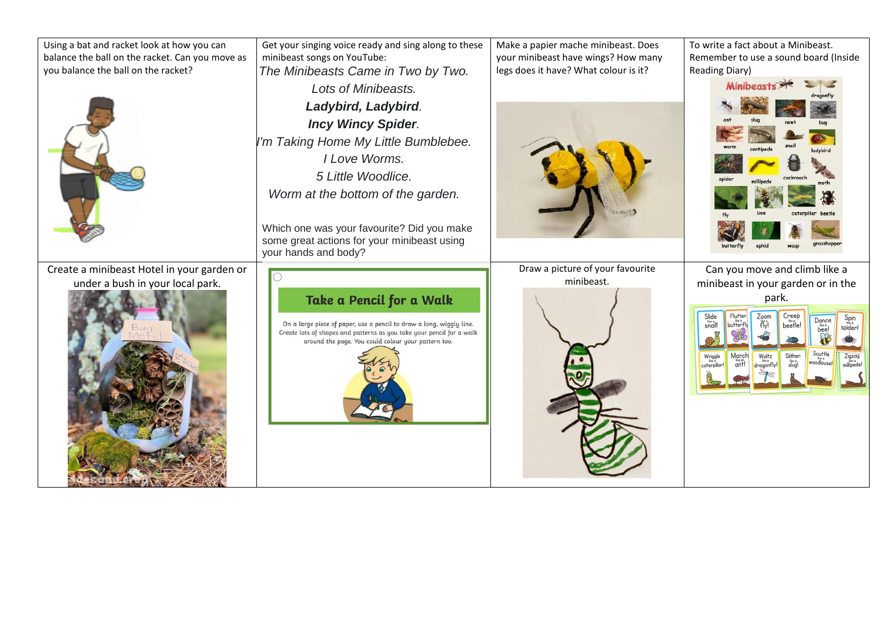| | | | |
|---|---|---|---|
| Using a bat and racket look at how you can balance the ball on the racket. Can you move as you balance the ball on the racket? | Get your singing voice ready and sing along to these minibeast songs on YouTube:<br>*The Minibeasts Came in Two by Two.*<br>*Lots of Minibeasts.*<br>***Ladybird, Ladybird.***<br>***Incy Wincy Spider.***<br>*I'm Taking Home My Little Bumblebee.*<br>*I Love Worms.*<br>*5 Little Woodlice.*<br>*Worm at the bottom of the garden.*<br><br>Which one was your favourite? Did you make some great actions for your minibeast using your hands and body? | Make a papier mache minibeast. Does your minibeast have wings? How many legs does it have? What colour is it? | To write a fact about a Minibeast. Remember to use a sound board (Inside Reading Diary) |
| Create a minibeast Hotel in your garden or under a bush in your local park. | **Take a Pencil for a Walk**<br>On a large piece of paper, use a pencil to draw a long, wiggly line. Create lots of shapes and patterns as you take your pencil for a walk around the page. You could colour your pattern too. | Draw a picture of your favourite minibeast. | Can you move and climb like a minibeast in your garden or in the park. |